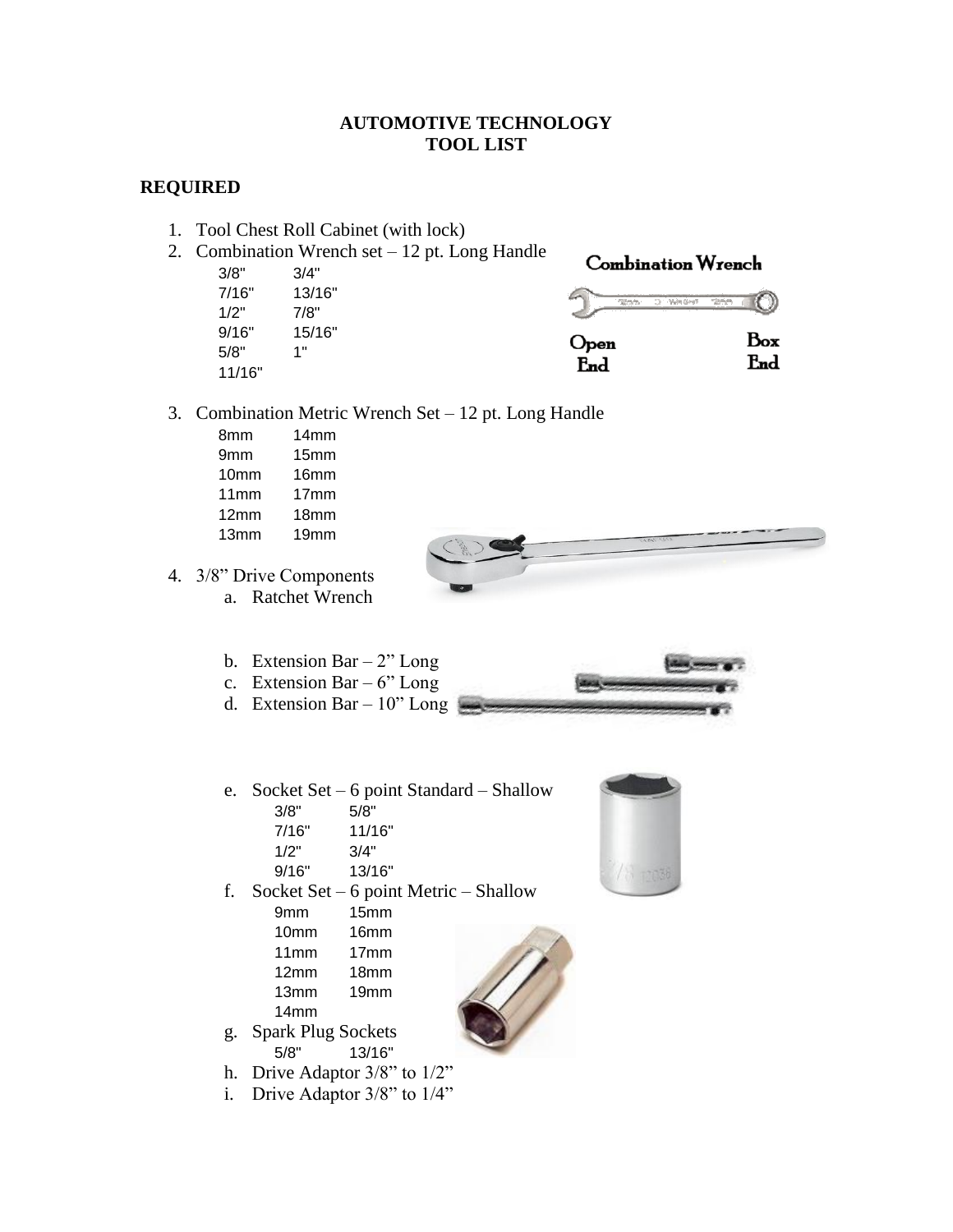# AUTOMOTIVE TECHNOLOGY
# TOOL LIST

## REQUIRED

1. Tool Chest Roll Cabinet (with lock)
2. Combination Wrench set – 12 pt. Long Handle

| | |
|---|---|
| 3/8" | 3/4" |
| 7/16" | 13/16" |
| 1/2" | 7/8" |
| 9/16" | 15/16" |
| 5/8" | 1" |
| 11/16" | |

3. Combination Metric Wrench Set – 12 pt. Long Handle

| | |
|---|---|
| 8mm | 14mm |
| 9mm | 15mm |
| 10mm | 16mm |
| 11mm | 17mm |
| 12mm | 18mm |
| 13mm | 19mm |

4. 3/8" Drive Components
   a. Ratchet Wrench
   b. Extension Bar – 2" Long
   c. Extension Bar – 6" Long
   d. Extension Bar – 10" Long
   e. Socket Set – 6 point Standard – Shallow

| | |
|---|---|
| 3/8" | 5/8" |
| 7/16" | 11/16" |
| 1/2" | 3/4" |
| 9/16" | 13/16" |

   f. Socket Set – 6 point Metric – Shallow

| | |
|---|---|
| 9mm | 15mm |
| 10mm | 16mm |
| 11mm | 17mm |
| 12mm | 18mm |
| 13mm | 19mm |
| 14mm | |

   g. Spark Plug Sockets

| | |
|---|---|
| 5/8" | 13/16" |

   h. Drive Adaptor 3/8" to 1/2"
   i. Drive Adaptor 3/8" to 1/4"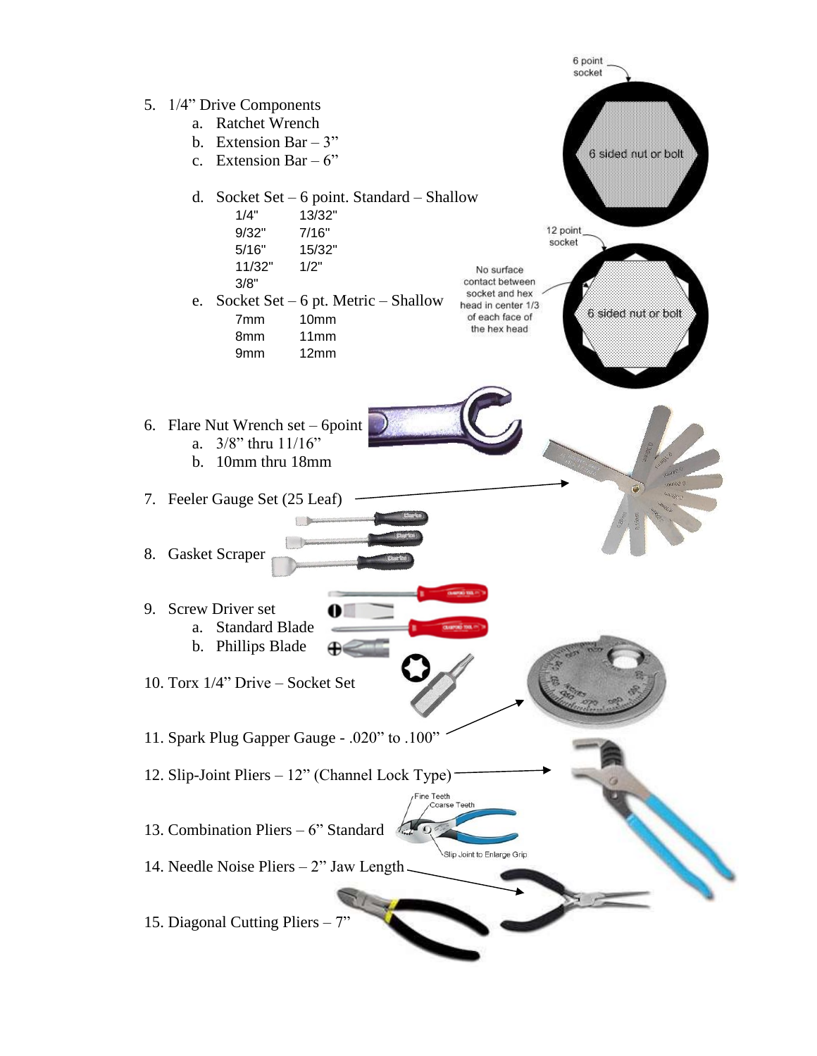5. 1/4" Drive Components
    a. Ratchet Wrench
    b. Extension Bar – 3"
    c. Extension Bar – 6"

    d. Socket Set – 6 point. Standard – Shallow

| | |
|---|---|
| 1/4" | 13/32" |
| 9/32" | 7/16" |
| 5/16" | 15/32" |
| 11/32" | 1/2" |
| 3/8" | |

    e. Socket Set – 6 pt. Metric – Shallow

| | |
|---|---|
| 7mm | 10mm |
| 8mm | 11mm |
| 9mm | 12mm |

6 point socket

6 sided nut or bolt

12 point socket

No surface contact between socket and hex head in center 1/3 of each face of the hex head

6 sided nut or bolt

6. Flare Nut Wrench set – 6point
    a. 3/8" thru 11/16"
    b. 10mm thru 18mm

7. Feeler Gauge Set (25 Leaf)

8. Gasket Scraper

9. Screw Driver set
    a. Standard Blade
    b. Phillips Blade

10. Torx 1/4" Drive – Socket Set

11. Spark Plug Gapper Gauge - .020" to .100"

12. Slip-Joint Pliers – 12" (Channel Lock Type)

13. Combination Pliers – 6" Standard

Fine Teeth
Coarse Teeth
Slip Joint to Enlarge Grip

14. Needle Noise Pliers – 2" Jaw Length

15. Diagonal Cutting Pliers – 7"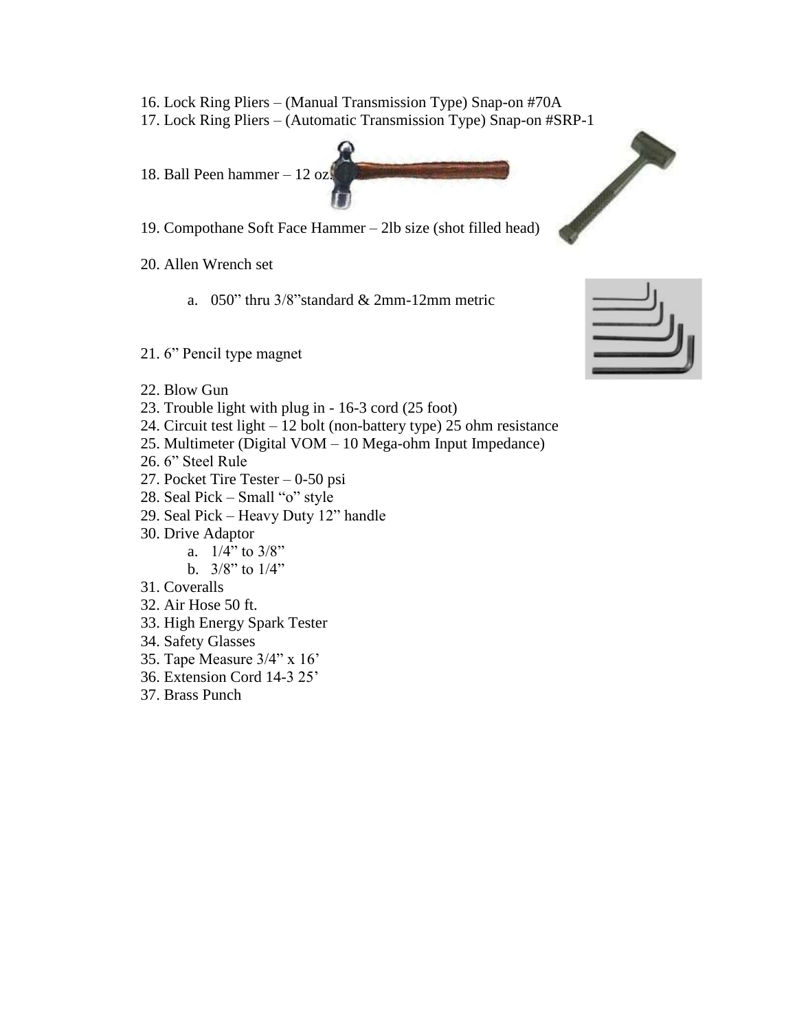16. Lock Ring Pliers – (Manual Transmission Type) Snap-on #70A
17. Lock Ring Pliers – (Automatic Transmission Type) Snap-on #SRP-1
18. Ball Peen hammer – 12 oz.
19. Compothane Soft Face Hammer – 2lb size (shot filled head)
20. Allen Wrench set
    a. 050" thru 3/8"standard & 2mm-12mm metric
21. 6" Pencil type magnet
22. Blow Gun
23. Trouble light with plug in - 16-3 cord (25 foot)
24. Circuit test light – 12 bolt (non-battery type) 25 ohm resistance
25. Multimeter (Digital VOM – 10 Mega-ohm Input Impedance)
26. 6" Steel Rule
27. Pocket Tire Tester – 0-50 psi
28. Seal Pick – Small "o" style
29. Seal Pick – Heavy Duty 12" handle
30. Drive Adaptor
    a. 1/4" to 3/8"
    b. 3/8" to 1/4"
31. Coveralls
32. Air Hose 50 ft.
33. High Energy Spark Tester
34. Safety Glasses
35. Tape Measure 3/4" x 16'
36. Extension Cord 14-3 25'
37. Brass Punch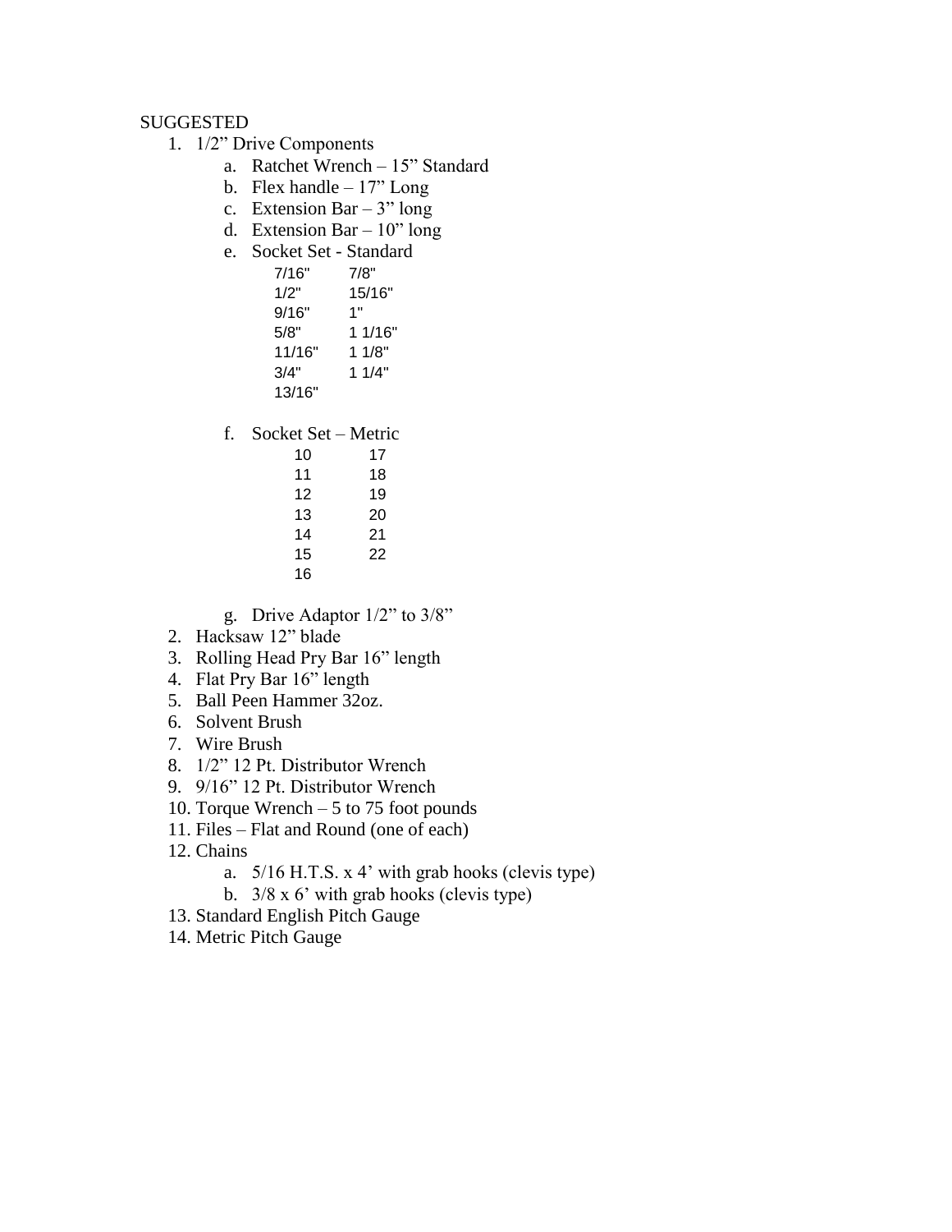SUGGESTED

1. 1/2" Drive Components
   a. Ratchet Wrench – 15" Standard
   b. Flex handle – 17" Long
   c. Extension Bar – 3" long
   d. Extension Bar – 10" long
   e. Socket Set - Standard

      | | |
      |---|---|
      | 7/16" | 7/8" |
      | 1/2" | 15/16" |
      | 9/16" | 1" |
      | 5/8" | 1 1/16" |
      | 11/16" | 1 1/8" |
      | 3/4" | 1 1/4" |
      | 13/16" | |

   f. Socket Set – Metric

      | | |
      |---|---|
      | 10 | 17 |
      | 11 | 18 |
      | 12 | 19 |
      | 13 | 20 |
      | 14 | 21 |
      | 15 | 22 |
      | 16 | |

   g. Drive Adaptor 1/2" to 3/8"
2. Hacksaw 12" blade
3. Rolling Head Pry Bar 16" length
4. Flat Pry Bar 16" length
5. Ball Peen Hammer 32oz.
6. Solvent Brush
7. Wire Brush
8. 1/2" 12 Pt. Distributor Wrench
9. 9/16" 12 Pt. Distributor Wrench
10. Torque Wrench – 5 to 75 foot pounds
11. Files – Flat and Round (one of each)
12. Chains
    a. 5/16 H.T.S. x 4' with grab hooks (clevis type)
    b. 3/8 x 6' with grab hooks (clevis type)
13. Standard English Pitch Gauge
14. Metric Pitch Gauge